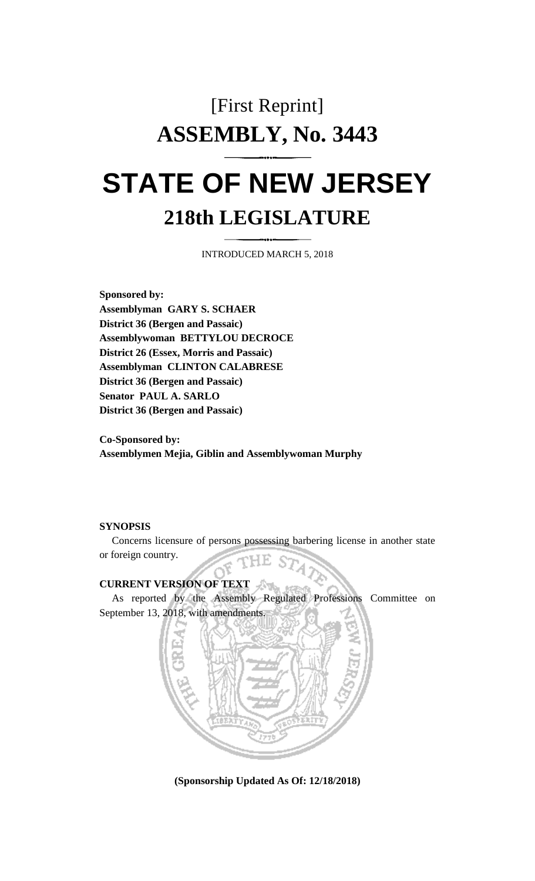# [First Reprint]

# ASSEMBLY, No. 3443

# STATE OF NEW JERSEY

## 218th LEGISLATURE

INTRODUCED MARCH 5, 2018

**Sponsored by:**
**Assemblyman GARY S. SCHAER**
**District 36 (Bergen and Passaic)**
**Assemblywoman BETTYLOU DECROCE**
**District 26 (Essex, Morris and Passaic)**
**Assemblyman CLINTON CALABRESE**
**District 36 (Bergen and Passaic)**
**Senator PAUL A. SARLO**
**District 36 (Bergen and Passaic)**

**Co-Sponsored by:**
**Assemblymen Mejia, Giblin and Assemblywoman Murphy**

**SYNOPSIS**

Concerns licensure of persons possessing barbering license in another state or foreign country.

**CURRENT VERSION OF TEXT**

As reported by the Assembly Regulated Professions Committee on September 13, 2018, with amendments.

**(Sponsorship Updated As Of: 12/18/2018)**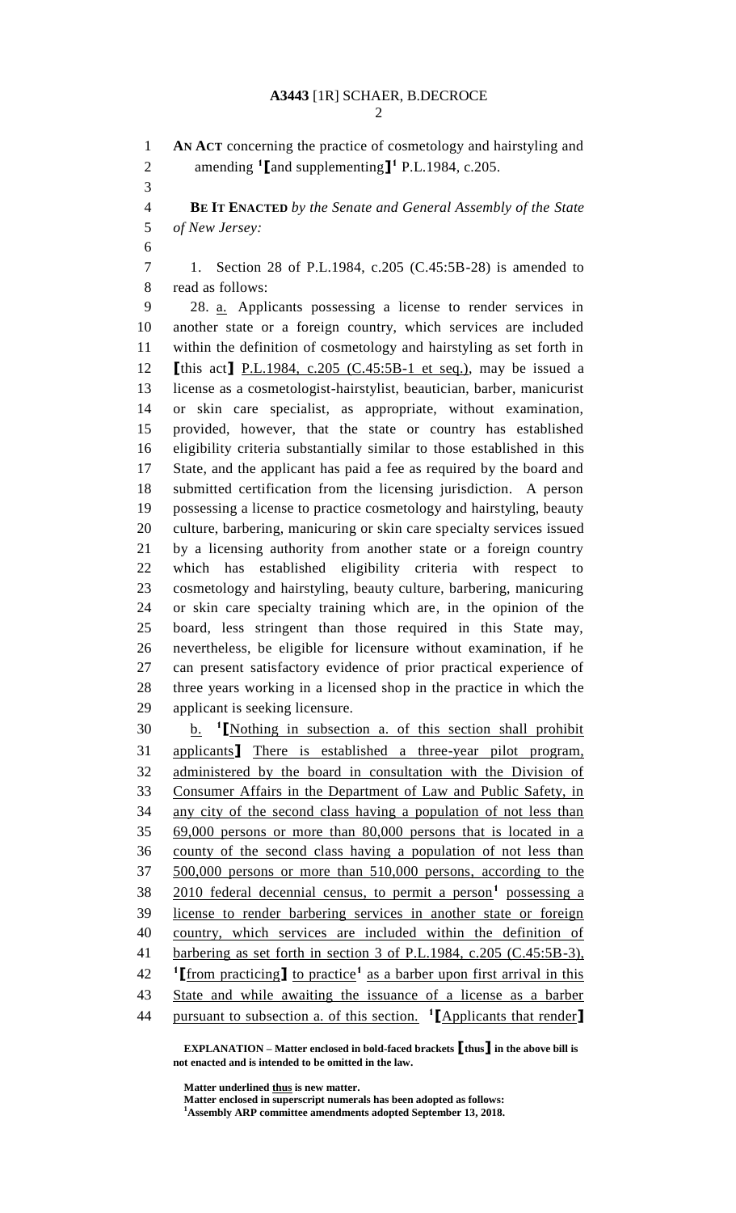**AN ACT** concerning the practice of cosmetology and hairstyling and amending [1]⟦and supplementing⟧[1] P.L.1984, c.205.

**BE IT ENACTED** *by the Senate and General Assembly of the State of New Jersey:*

1. Section 28 of P.L.1984, c.205 (C.45:5B-28) is amended to read as follows:

28. a. Applicants possessing a license to render services in another state or a foreign country, which services are included within the definition of cosmetology and hairstyling as set forth in ⟦this act⟧ P.L.1984, c.205 (C.45:5B-1 et seq.), may be issued a license as a cosmetologist-hairstylist, beautician, barber, manicurist or skin care specialist, as appropriate, without examination, provided, however, that the state or country has established eligibility criteria substantially similar to those established in this State, and the applicant has paid a fee as required by the board and submitted certification from the licensing jurisdiction. A person possessing a license to practice cosmetology and hairstyling, beauty culture, barbering, manicuring or skin care specialty services issued by a licensing authority from another state or a foreign country which has established eligibility criteria with respect to cosmetology and hairstyling, beauty culture, barbering, manicuring or skin care specialty training which are, in the opinion of the board, less stringent than those required in this State may, nevertheless, be eligible for licensure without examination, if he can present satisfactory evidence of prior practical experience of three years working in a licensed shop in the practice in which the applicant is seeking licensure.

b. [1]⟦Nothing in subsection a. of this section shall prohibit applicants⟧ There is established a three-year pilot program, administered by the board in consultation with the Division of Consumer Affairs in the Department of Law and Public Safety, in any city of the second class having a population of not less than 69,000 persons or more than 80,000 persons that is located in a county of the second class having a population of not less than 500,000 persons or more than 510,000 persons, according to the 2010 federal decennial census, to permit a person[1] possessing a license to render barbering services in another state or foreign country, which services are included within the definition of barbering as set forth in section 3 of P.L.1984, c.205 (C.45:5B-3), [1]⟦from practicing⟧ to practice[1] as a barber upon first arrival in this State and while awaiting the issuance of a license as a barber pursuant to subsection a. of this section. [1]⟦Applicants that render⟧

**EXPLANATION – Matter enclosed in bold-faced brackets ⟦thus⟧ in the above bill is not enacted and is intended to be omitted in the law.**

**Matter underlined thus is new matter.**
**Matter enclosed in superscript numerals has been adopted as follows:**
**[1]Assembly ARP committee amendments adopted September 13, 2018.**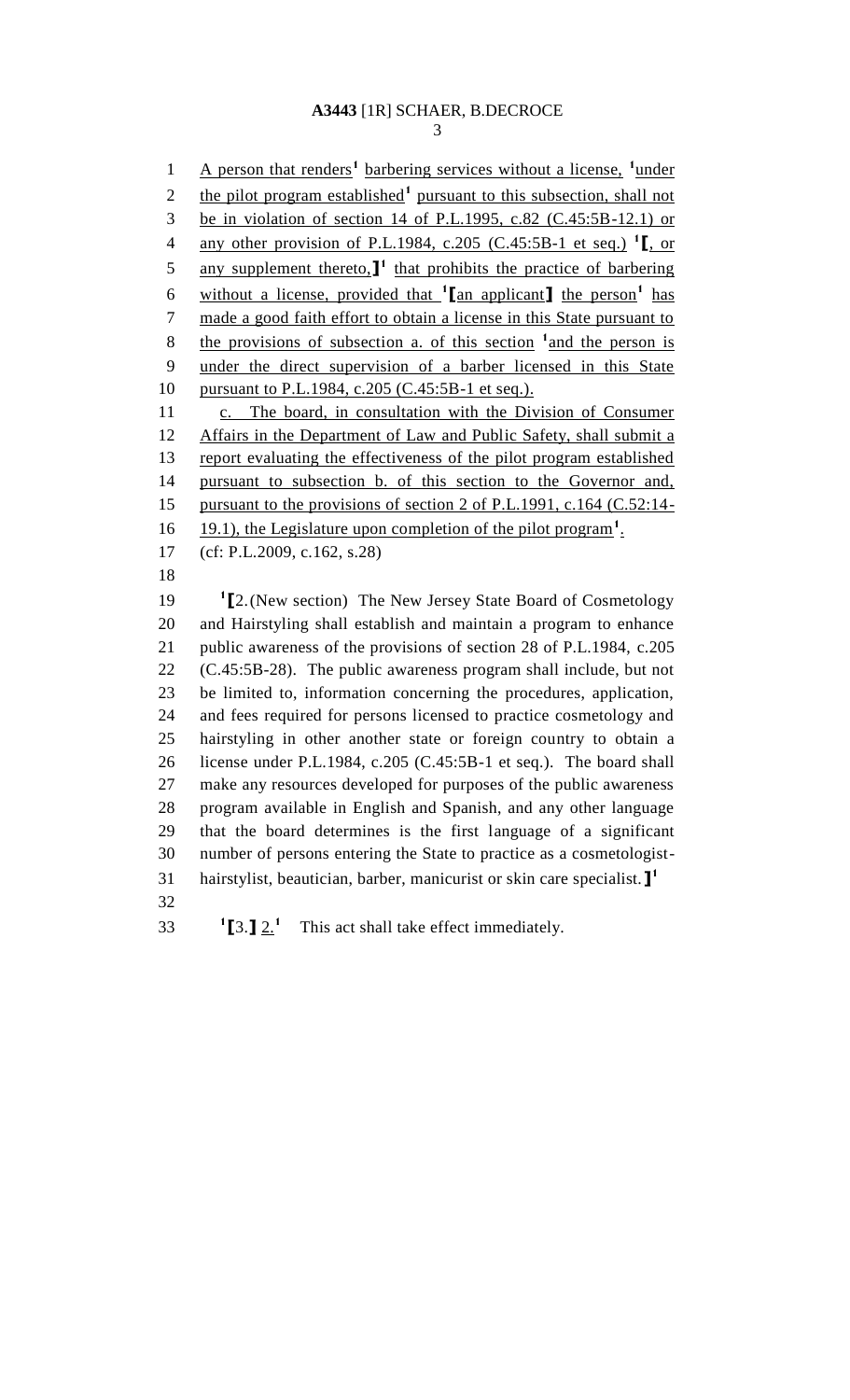A person that renders[1] barbering services without a license, [1]under the pilot program established[1] pursuant to this subsection, shall not be in violation of section 14 of P.L.1995, c.82 (C.45:5B-12.1) or any other provision of P.L.1984, c.205 (C.45:5B-1 et seq.) [1][, or any supplement thereto,][1] that prohibits the practice of barbering without a license, provided that [1][an applicant] the person[1] has made a good faith effort to obtain a license in this State pursuant to the provisions of subsection a. of this section [1]and the person is under the direct supervision of a barber licensed in this State pursuant to P.L.1984, c.205 (C.45:5B-1 et seq.).

c. The board, in consultation with the Division of Consumer Affairs in the Department of Law and Public Safety, shall submit a report evaluating the effectiveness of the pilot program established pursuant to subsection b. of this section to the Governor and, pursuant to the provisions of section 2 of P.L.1991, c.164 (C.52:14-19.1), the Legislature upon completion of the pilot program[1].

(cf: P.L.2009, c.162, s.28)

[1][2.(New section) The New Jersey State Board of Cosmetology and Hairstyling shall establish and maintain a program to enhance public awareness of the provisions of section 28 of P.L.1984, c.205 (C.45:5B-28). The public awareness program shall include, but not be limited to, information concerning the procedures, application, and fees required for persons licensed to practice cosmetology and hairstyling in other another state or foreign country to obtain a license under P.L.1984, c.205 (C.45:5B-1 et seq.). The board shall make any resources developed for purposes of the public awareness program available in English and Spanish, and any other language that the board determines is the first language of a significant number of persons entering the State to practice as a cosmetologist-hairstylist, beautician, barber, manicurist or skin care specialist.][1]

[1][3.] 2.[1] This act shall take effect immediately.